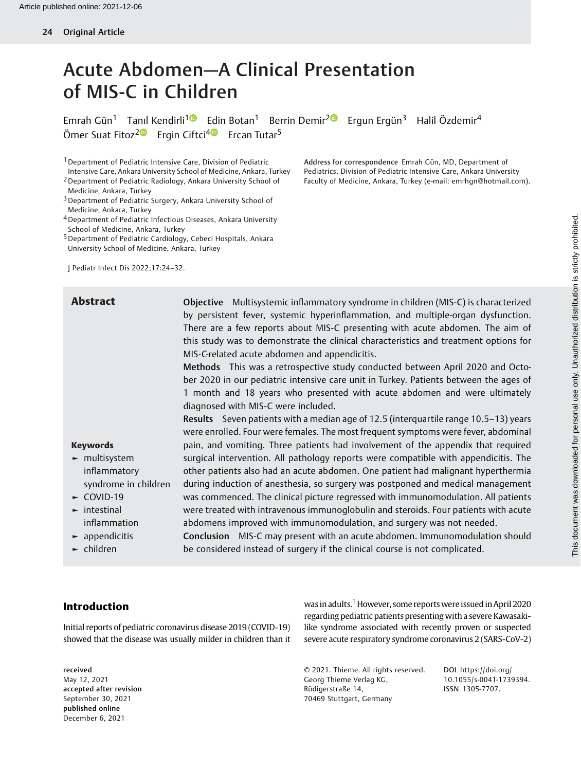# Acute Abdomen—A Clinical Presentation of MIS-C in Children

Emrah Gün[1] Tanıl Kendirli[1] Edin Botan[1] Berrin Demir[2] Ergun Ergün[3] Halil Özdemir[4] Ömer Suat Fitoz[2] Ergin Ciftci[4] Ercan Tutar[5]

[1] Department of Pediatric Intensive Care, Division of Pediatric Intensive Care, Ankara University School of Medicine, Ankara, Turkey
[2] Department of Pediatric Radiology, Ankara University School of Medicine, Ankara, Turkey
[3] Department of Pediatric Surgery, Ankara University School of Medicine, Ankara, Turkey
[4] Department of Pediatric Infectious Diseases, Ankara University School of Medicine, Ankara, Turkey
[5] Department of Pediatric Cardiology, Cebeci Hospitals, Ankara University School of Medicine, Ankara, Turkey

Address for correspondence Emrah Gün, MD, Department of Pediatrics, Division of Pediatric Intensive Care, Ankara University Faculty of Medicine, Ankara, Turkey (e-mail: emrhgn@hotmail.com).

J Pediatr Infect Dis 2022;17:24–32.

## Abstract

**Objective** Multisystemic inflammatory syndrome in children (MIS-C) is characterized by persistent fever, systemic hyperinflammation, and multiple-organ dysfunction. There are a few reports about MIS-C presenting with acute abdomen. The aim of this study was to demonstrate the clinical characteristics and treatment options for MIS-C-related acute abdomen and appendicitis.

**Methods** This was a retrospective study conducted between April 2020 and October 2020 in our pediatric intensive care unit in Turkey. Patients between the ages of 1 month and 18 years who presented with acute abdomen and were ultimately diagnosed with MIS-C were included.

**Results** Seven patients with a median age of 12.5 (interquartile range 10.5–13) years were enrolled. Four were females. The most frequent symptoms were fever, abdominal pain, and vomiting. Three patients had involvement of the appendix that required surgical intervention. All pathology reports were compatible with appendicitis. The other patients also had an acute abdomen. One patient had malignant hyperthermia during induction of anesthesia, so surgery was postponed and medical management was commenced. The clinical picture regressed with immunomodulation. All patients were treated with intravenous immunoglobulin and steroids. Four patients with acute abdomens improved with immunomodulation, and surgery was not needed.

**Conclusion** MIS-C may present with an acute abdomen. Immunomodulation should be considered instead of surgery if the clinical course is not complicated.

**Keywords**

- multisystem inflammatory syndrome in children
- COVID-19
- intestinal inflammation
- appendicitis
- children

## Introduction

Initial reports of pediatric coronavirus disease 2019 (COVID-19) showed that the disease was usually milder in children than it was in adults.[1] However, some reports were issued in April 2020 regarding pediatric patients presenting with a severe Kawasaki-like syndrome associated with recently proven or suspected severe acute respiratory syndrome coronavirus 2 (SARS-CoV-2)

received
May 12, 2021
accepted after revision
September 30, 2021
published online
December 6, 2021

© 2021. Thieme. All rights reserved.
Georg Thieme Verlag KG,
Rüdigerstraße 14,
70469 Stuttgart, Germany

DOI https://doi.org/10.1055/s-0041-1739394.
ISSN 1305-7707.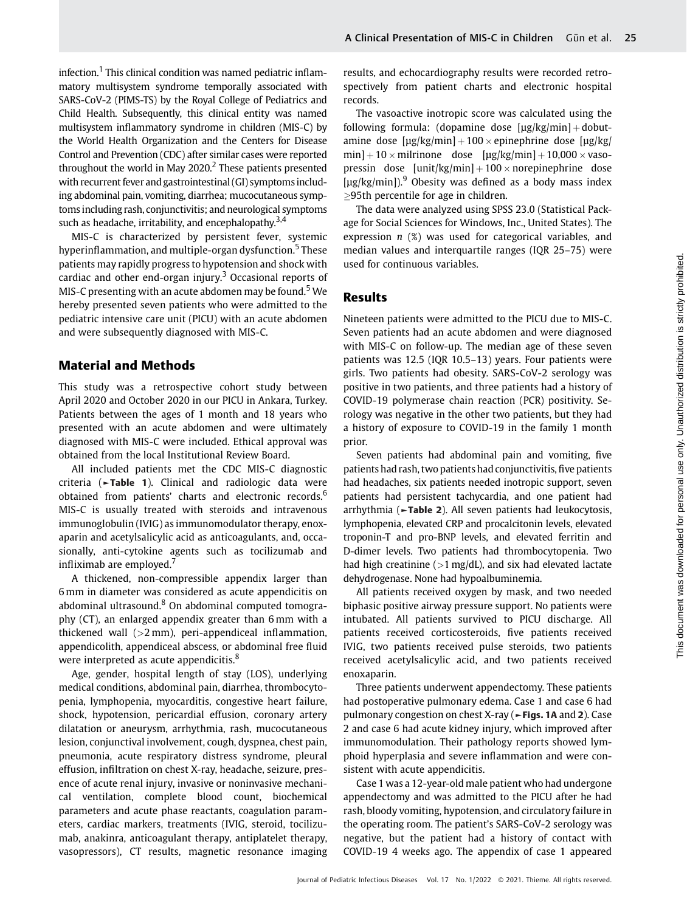infection.[1] This clinical condition was named pediatric inflammatory multisystem syndrome temporally associated with SARS-CoV-2 (PIMS-TS) by the Royal College of Pediatrics and Child Health. Subsequently, this clinical entity was named multisystem inflammatory syndrome in children (MIS-C) by the World Health Organization and the Centers for Disease Control and Prevention (CDC) after similar cases were reported throughout the world in May 2020.[2] These patients presented with recurrent fever and gastrointestinal (GI) symptoms including abdominal pain, vomiting, diarrhea; mucocutaneous symptoms including rash, conjunctivitis; and neurological symptoms such as headache, irritability, and encephalopathy.[3,4]

MIS-C is characterized by persistent fever, systemic hyperinflammation, and multiple-organ dysfunction.[5] These patients may rapidly progress to hypotension and shock with cardiac and other end-organ injury.[3] Occasional reports of MIS-C presenting with an acute abdomen may be found.[5] We hereby presented seven patients who were admitted to the pediatric intensive care unit (PICU) with an acute abdomen and were subsequently diagnosed with MIS-C.

## Material and Methods

This study was a retrospective cohort study between April 2020 and October 2020 in our PICU in Ankara, Turkey. Patients between the ages of 1 month and 18 years who presented with an acute abdomen and were ultimately diagnosed with MIS-C were included. Ethical approval was obtained from the local Institutional Review Board.

All included patients met the CDC MIS-C diagnostic criteria (►**Table 1**). Clinical and radiologic data were obtained from patients' charts and electronic records.[6] MIS-C is usually treated with steroids and intravenous immunoglobulin (IVIG) as immunomodulator therapy, enoxaparin and acetylsalicylic acid as anticoagulants, and, occasionally, anti-cytokine agents such as tocilizumab and infliximab are employed.[7]

A thickened, non-compressible appendix larger than 6 mm in diameter was considered as acute appendicitis on abdominal ultrasound.[8] On abdominal computed tomography (CT), an enlarged appendix greater than 6 mm with a thickened wall (>2 mm), peri-appendiceal inflammation, appendicolith, appendiceal abscess, or abdominal free fluid were interpreted as acute appendicitis.[8]

Age, gender, hospital length of stay (LOS), underlying medical conditions, abdominal pain, diarrhea, thrombocytopenia, lymphopenia, myocarditis, congestive heart failure, shock, hypotension, pericardial effusion, coronary artery dilatation or aneurysm, arrhythmia, rash, mucocutaneous lesion, conjunctival involvement, cough, dyspnea, chest pain, pneumonia, acute respiratory distress syndrome, pleural effusion, infiltration on chest X-ray, headache, seizure, presence of acute renal injury, invasive or noninvasive mechanical ventilation, complete blood count, biochemical parameters and acute phase reactants, coagulation parameters, cardiac markers, treatments (IVIG, steroid, tocilizumab, anakinra, anticoagulant therapy, antiplatelet therapy, vasopressors), CT results, magnetic resonance imaging results, and echocardiography results were recorded retrospectively from patient charts and electronic hospital records.

The vasoactive inotropic score was calculated using the following formula: (dopamine dose [μg/kg/min] + dobutamine dose [μg/kg/min] + 100 × epinephrine dose [μg/kg/min] + 10 × milrinone dose [μg/kg/min] + 10,000 × vasopressin dose [unit/kg/min] + 100 × norepinephrine dose [μg/kg/min]).[9] Obesity was defined as a body mass index ≥95th percentile for age in children.

The data were analyzed using SPSS 23.0 (Statistical Package for Social Sciences for Windows, Inc., United States). The expression *n* (%) was used for categorical variables, and median values and interquartile ranges (IQR 25–75) were used for continuous variables.

## Results

Nineteen patients were admitted to the PICU due to MIS-C. Seven patients had an acute abdomen and were diagnosed with MIS-C on follow-up. The median age of these seven patients was 12.5 (IQR 10.5–13) years. Four patients were girls. Two patients had obesity. SARS-CoV-2 serology was positive in two patients, and three patients had a history of COVID-19 polymerase chain reaction (PCR) positivity. Serology was negative in the other two patients, but they had a history of exposure to COVID-19 in the family 1 month prior.

Seven patients had abdominal pain and vomiting, five patients had rash, two patients had conjunctivitis, five patients had headaches, six patients needed inotropic support, seven patients had persistent tachycardia, and one patient had arrhythmia (►**Table 2**). All seven patients had leukocytosis, lymphopenia, elevated CRP and procalcitonin levels, elevated troponin-T and pro-BNP levels, and elevated ferritin and D-dimer levels. Two patients had thrombocytopenia. Two had high creatinine (>1 mg/dL), and six had elevated lactate dehydrogenase. None had hypoalbuminemia.

All patients received oxygen by mask, and two needed biphasic positive airway pressure support. No patients were intubated. All patients survived to PICU discharge. All patients received corticosteroids, five patients received IVIG, two patients received pulse steroids, two patients received acetylsalicylic acid, and two patients received enoxaparin.

Three patients underwent appendectomy. These patients had postoperative pulmonary edema. Case 1 and case 6 had pulmonary congestion on chest X-ray (►**Figs. 1A** and **2**). Case 2 and case 6 had acute kidney injury, which improved after immunomodulation. Their pathology reports showed lymphoid hyperplasia and severe inflammation and were consistent with acute appendicitis.

Case 1 was a 12-year-old male patient who had undergone appendectomy and was admitted to the PICU after he had rash, bloody vomiting, hypotension, and circulatory failure in the operating room. The patient's SARS-CoV-2 serology was negative, but the patient had a history of contact with COVID-19 4 weeks ago. The appendix of case 1 appeared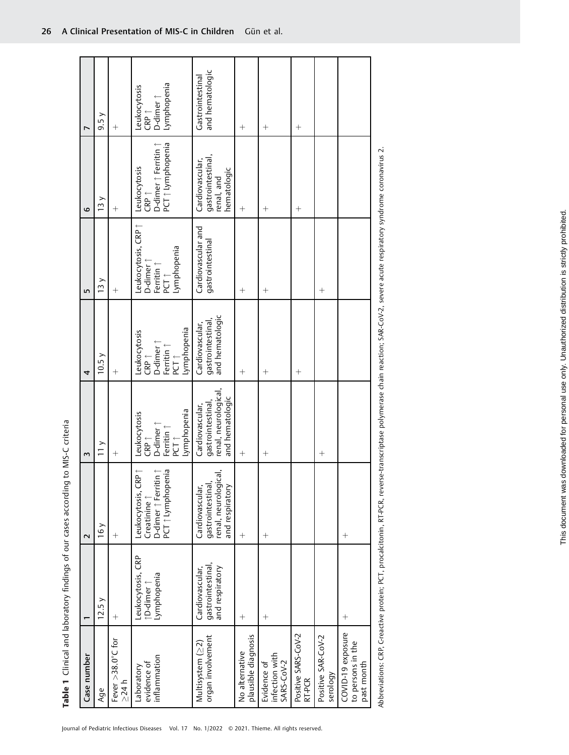**Table 1** Clinical and laboratory findings of our cases according to MIS-C criteria

| Case number | 1 | 2 | 3 | 4 | 5 | 6 | 7 |
|---|---|---|---|---|---|---|---|
| Age | 12.5 y | 16 y | 11 y | 10.5 y | 13 y | 13 y | 9.5 y |
| Fever >38.0°C for ≥24 h | + | + | + | + | + | + | + |
| Laboratory evidence of inflammation | Leukocytosis, CRP ↑D-dimer ↑ Lymphopenia | Leukocytosis, CRP ↑ Creatinine ↑ D-dimer ↑ Ferritin ↑ PCT ↑ Lymphopenia | Leukocytosis CRP ↑ D-dimer ↑ Ferritin ↑ PCT ↑ Lymphopenia | Leukocytosis CRP ↑ D-dimer ↑ Ferritin ↑ PCT ↑ Lymphopenia | Leukocytosis, CRP ↑ D-dimer ↑ Ferritin ↑ PCT ↑ Lymphopenia | Leukocytosis CRP ↑ D-dimer ↑ Ferritin ↑ PCT ↑ Lymphopenia | Leukocytosis CRP ↑ D-dimer ↑ Lymphopenia |
| Multisystem (≥2) organ involvement | Cardiovascular, gastrointestinal, and respiratory | Cardiovascular, gastrointestinal, renal, neurological, and respiratory | Cardiovascular, gastrointestinal, renal, neurological, and hematologic | Cardiovascular, gastrointestinal, and hematologic | Cardiovascular and gastrointestinal | Cardiovascular, gastrointestinal, renal, and hematologic | Gastrointestinal and hematologic |
| No alternative plausible diagnosis | + | + | + | + | + | + | + |
| Evidence of infection with SARS-CoV-2 | + | + | + | + | + | + | + |
| Positive SARS-CoV-2 RT-PCR | | | | | | | |
| Positive SAR-CoV-2 serology | | | + | + | + | + | + |
| COVID-19 exposure to persons in the past month | + | + | | | | | |

Abbreviations: CRP, C-reactive protein; PCT, procalcitonin, RT-PCR, reverse-transcriptase polymerase chain reaction; SAR-CoV-2, severe acute respiratory syndrome coronavirus 2.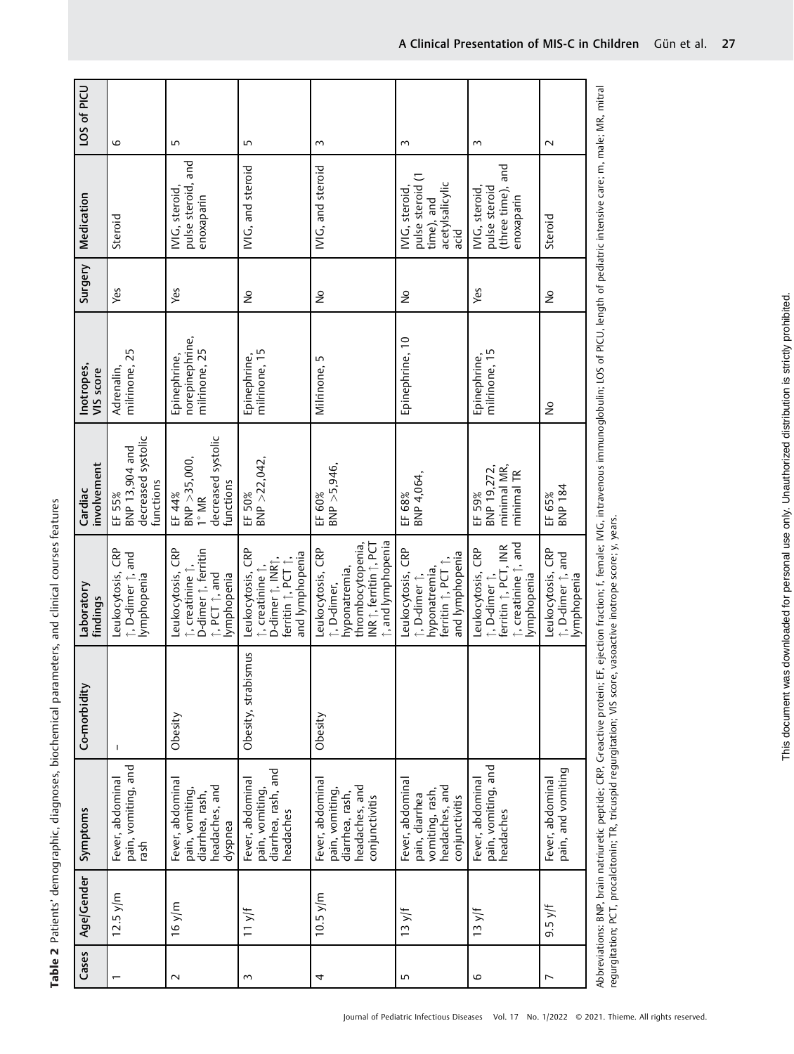**Table 2** Patients' demographic, diagnoses, biochemical parameters, and clinical courses features

| Cases | Age/Gender | Symptoms | Co-morbidity | Laboratory findings | Cardiac involvement | Inotropes, VIS score | Surgery | Medication | LOS of PICU |
|---|---|---|---|---|---|---|---|---|---|
| 1 | 12.5 y/m | Fever, abdominal pain, vomiting, and rash | – | Leukocytosis, CRP ↑, D-dimer ↑, and lymphopenia | EF 55% BNP 13,904 and decreased systolic functions | Adrenalin, milrinone, 25 | Yes | Steroid | 6 |
| 2 | 16 y/m | Fever, abdominal pain, vomiting, diarrhea, rash, headaches, and dyspnea | Obesity | Leukocytosis, CRP ↑, creatinine ↑, D-dimer ↑, ferritin ↑, PCT ↑, and lymphopenia | EF 44% BNP >35,000, 1° MR decreased systolic functions | Epinephrine, norepinephrine, milrinone, 25 | Yes | IVIG, steroid, pulse steroid, and enoxaparin | 5 |
| 3 | 11 y/f | Fever, abdominal pain, vomiting, diarrhea, rash, and headaches | Obesity, strabismus | Leukocytosis, CRP ↑, creatinine ↑, D-dimer ↑, INR↑, ferritin ↑, PCT ↑, and lymphopenia | EF 50% BNP >22,042, | Epinephrine, milrinone, 15 | No | IVIG, and steroid | 5 |
| 4 | 10.5 y/m | Fever, abdominal pain, vomiting, diarrhea, rash, headaches, and conjunctivitis | Obesity | Leukocytosis, CRP ↑, D-dimer, hyponatremia, thrombocytopenia, INR ↑, ferritin ↑, PCT ↑, and lymphopenia | EF 60% BNP >5,946, | Milrinone, 5 | No | IVIG, and steroid | 3 |
| 5 | 13 y/f | Fever, abdominal pain, diarrhea vomiting, rash, headaches, and conjunctivitis | | Leukocytosis, CRP ↑, D-dimer ↑, hyponatremia, ferritin ↑, PCT ↑, and lymphopenia | EF 68% BNP 4,064, | Epinephrine, 10 | No | IVIG, steroid, pulse steroid (1 time), and acetylsalicylic acid | 3 |
| 6 | 13 y/f | Fever, abdominal pain, vomiting, and headaches | | Leukocytosis, CRP ↑, D-dimer ↑, ferritin ↑, PCT ↑, INR ↑, creatinine ↑, and lymphopenia | EF 59% BNP 19,272, minimal MR, minimal TR | Epinephrine, milrinone, 15 | Yes | IVIG, steroid, pulse steroid (three time), and enoxaparin | 3 |
| 7 | 9.5 y/f | Fever, abdominal pain, and vomiting | | Leukocytosis, CRP ↑, D-dimer ↑, and lymphopenia | EF 65% BNP 184 | No | No | Steroid | 2 |

Abbreviations: BNP, brain natriuretic peptide; CRP, Creactive protein; EF, ejection fraction; f, female; IVIG, intravenous immunoglobulin; LOS of PICU, length of pediatric intensive care; m, male; MR, mitral regurgitation; PCT, procalcitonin; TR, tricuspid regurgitation; VIS score, vasoactive inotrope score; y, years.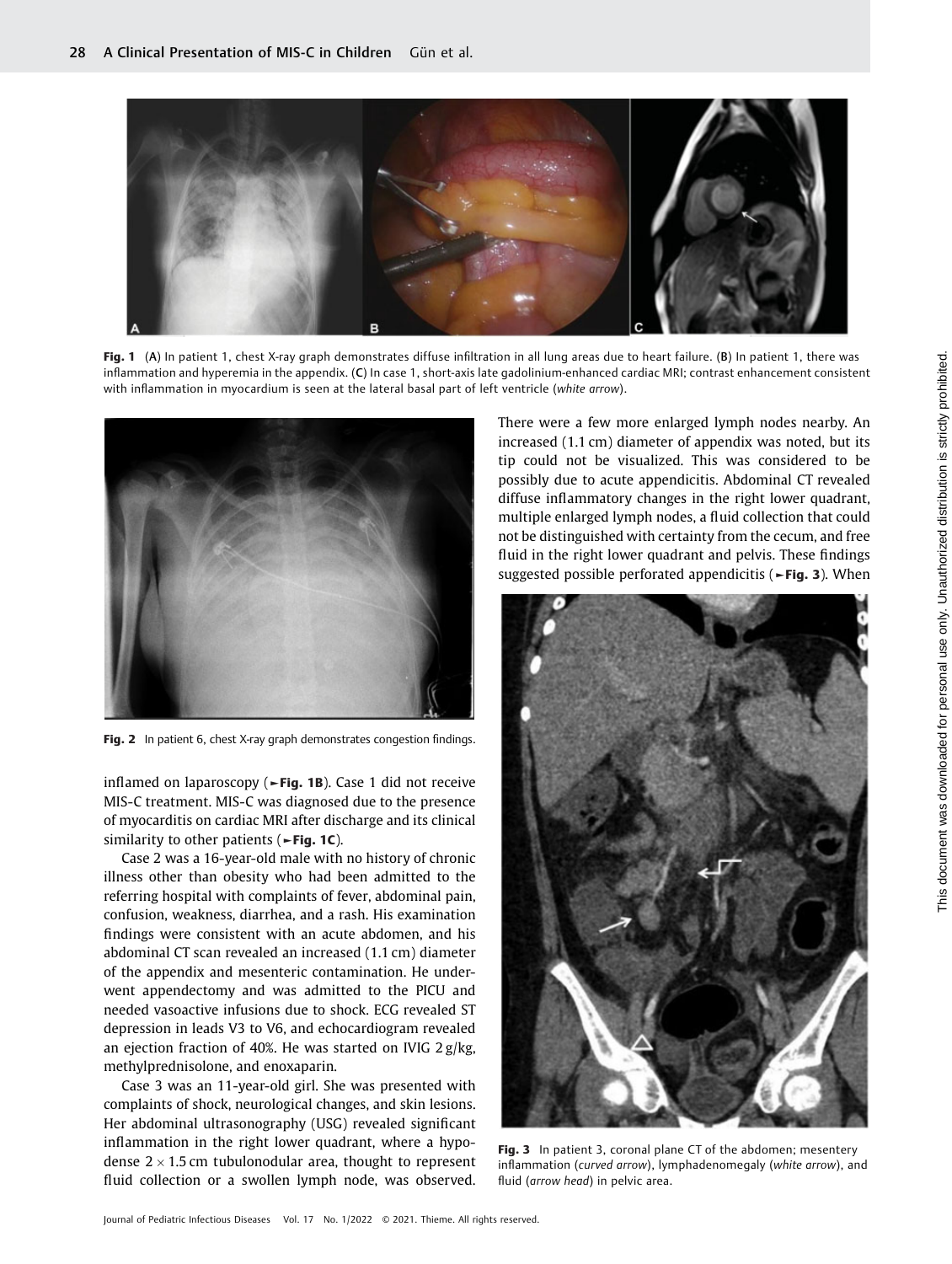Fig. 1 (A) In patient 1, chest X-ray graph demonstrates diffuse infiltration in all lung areas due to heart failure. (B) In patient 1, there was inflammation and hyperemia in the appendix. (C) In case 1, short-axis late gadolinium-enhanced cardiac MRI; contrast enhancement consistent with inflammation in myocardium is seen at the lateral basal part of left ventricle (*white arrow*).

Fig. 2 In patient 6, chest X-ray graph demonstrates congestion findings.

inflamed on laparoscopy (►Fig. 1B). Case 1 did not receive MIS-C treatment. MIS-C was diagnosed due to the presence of myocarditis on cardiac MRI after discharge and its clinical similarity to other patients (►Fig. 1C).

Case 2 was a 16-year-old male with no history of chronic illness other than obesity who had been admitted to the referring hospital with complaints of fever, abdominal pain, confusion, weakness, diarrhea, and a rash. His examination findings were consistent with an acute abdomen, and his abdominal CT scan revealed an increased (1.1 cm) diameter of the appendix and mesenteric contamination. He underwent appendectomy and was admitted to the PICU and needed vasoactive infusions due to shock. ECG revealed ST depression in leads V3 to V6, and echocardiogram revealed an ejection fraction of 40%. He was started on IVIG 2 g/kg, methylprednisolone, and enoxaparin.

Case 3 was an 11-year-old girl. She was presented with complaints of shock, neurological changes, and skin lesions. Her abdominal ultrasonography (USG) revealed significant inflammation in the right lower quadrant, where a hypodense $2 \times 1.5$ cm tubulonodular area, thought to represent fluid collection or a swollen lymph node, was observed. There were a few more enlarged lymph nodes nearby. An increased (1.1 cm) diameter of appendix was noted, but its tip could not be visualized. This was considered to be possibly due to acute appendicitis. Abdominal CT revealed diffuse inflammatory changes in the right lower quadrant, multiple enlarged lymph nodes, a fluid collection that could not be distinguished with certainty from the cecum, and free fluid in the right lower quadrant and pelvis. These findings suggested possible perforated appendicitis (►Fig. 3). When

Fig. 3 In patient 3, coronal plane CT of the abdomen; mesentery inflammation (*curved arrow*), lymphadenomegaly (*white arrow*), and fluid (*arrow head*) in pelvic area.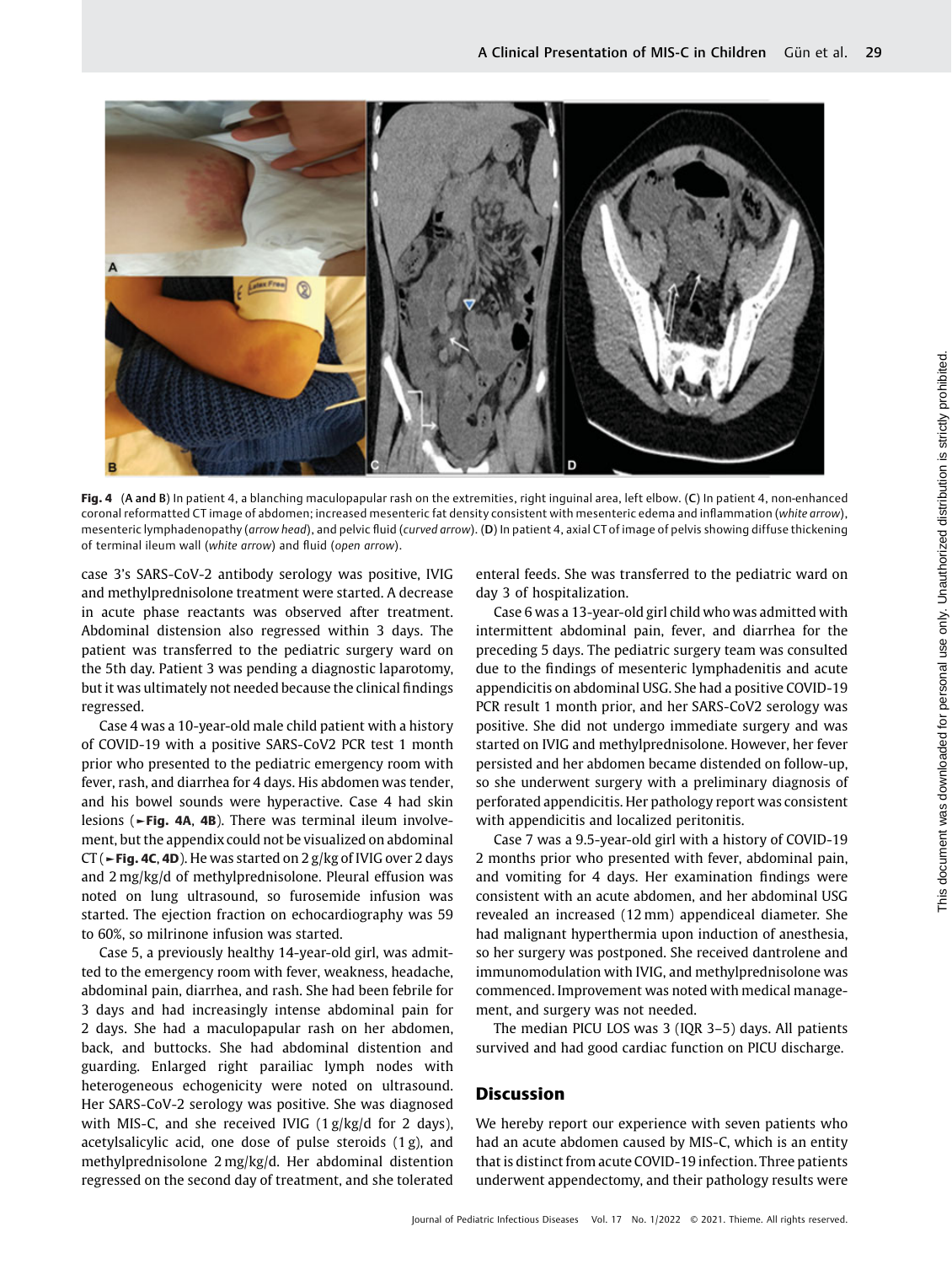Fig. 4 (A and B) In patient 4, a blanching maculopapular rash on the extremities, right inguinal area, left elbow. (C) In patient 4, non-enhanced coronal reformatted CT image of abdomen; increased mesenteric fat density consistent with mesenteric edema and inflammation (*white arrow*), mesenteric lymphadenopathy (*arrow head*), and pelvic fluid (*curved arrow*). (D) In patient 4, axial CT of image of pelvis showing diffuse thickening of terminal ileum wall (*white arrow*) and fluid (*open arrow*).

case 3's SARS-CoV-2 antibody serology was positive, IVIG and methylprednisolone treatment were started. A decrease in acute phase reactants was observed after treatment. Abdominal distension also regressed within 3 days. The patient was transferred to the pediatric surgery ward on the 5th day. Patient 3 was pending a diagnostic laparotomy, but it was ultimately not needed because the clinical findings regressed.

Case 4 was a 10-year-old male child patient with a history of COVID-19 with a positive SARS-CoV2 PCR test 1 month prior who presented to the pediatric emergency room with fever, rash, and diarrhea for 4 days. His abdomen was tender, and his bowel sounds were hyperactive. Case 4 had skin lesions (**►Fig. 4A**, **4B**). There was terminal ileum involvement, but the appendix could not be visualized on abdominal CT (**►Fig. 4C, 4D**). He was started on 2 g/kg of IVIG over 2 days and 2 mg/kg/d of methylprednisolone. Pleural effusion was noted on lung ultrasound, so furosemide infusion was started. The ejection fraction on echocardiography was 59 to 60%, so milrinone infusion was started.

Case 5, a previously healthy 14-year-old girl, was admitted to the emergency room with fever, weakness, headache, abdominal pain, diarrhea, and rash. She had been febrile for 3 days and had increasingly intense abdominal pain for 2 days. She had a maculopapular rash on her abdomen, back, and buttocks. She had abdominal distention and guarding. Enlarged right parailiac lymph nodes with heterogeneous echogenicity were noted on ultrasound. Her SARS-CoV-2 serology was positive. She was diagnosed with MIS-C, and she received IVIG (1 g/kg/d for 2 days), acetylsalicylic acid, one dose of pulse steroids (1 g), and methylprednisolone 2 mg/kg/d. Her abdominal distention regressed on the second day of treatment, and she tolerated enteral feeds. She was transferred to the pediatric ward on day 3 of hospitalization.

Case 6 was a 13-year-old girl child who was admitted with intermittent abdominal pain, fever, and diarrhea for the preceding 5 days. The pediatric surgery team was consulted due to the findings of mesenteric lymphadenitis and acute appendicitis on abdominal USG. She had a positive COVID-19 PCR result 1 month prior, and her SARS-CoV2 serology was positive. She did not undergo immediate surgery and was started on IVIG and methylprednisolone. However, her fever persisted and her abdomen became distended on follow-up, so she underwent surgery with a preliminary diagnosis of perforated appendicitis. Her pathology report was consistent with appendicitis and localized peritonitis.

Case 7 was a 9.5-year-old girl with a history of COVID-19 2 months prior who presented with fever, abdominal pain, and vomiting for 4 days. Her examination findings were consistent with an acute abdomen, and her abdominal USG revealed an increased (12 mm) appendiceal diameter. She had malignant hyperthermia upon induction of anesthesia, so her surgery was postponed. She received dantrolene and immunomodulation with IVIG, and methylprednisolone was commenced. Improvement was noted with medical management, and surgery was not needed.

The median PICU LOS was 3 (IQR 3–5) days. All patients survived and had good cardiac function on PICU discharge.

## Discussion

We hereby report our experience with seven patients who had an acute abdomen caused by MIS-C, which is an entity that is distinct from acute COVID-19 infection. Three patients underwent appendectomy, and their pathology results were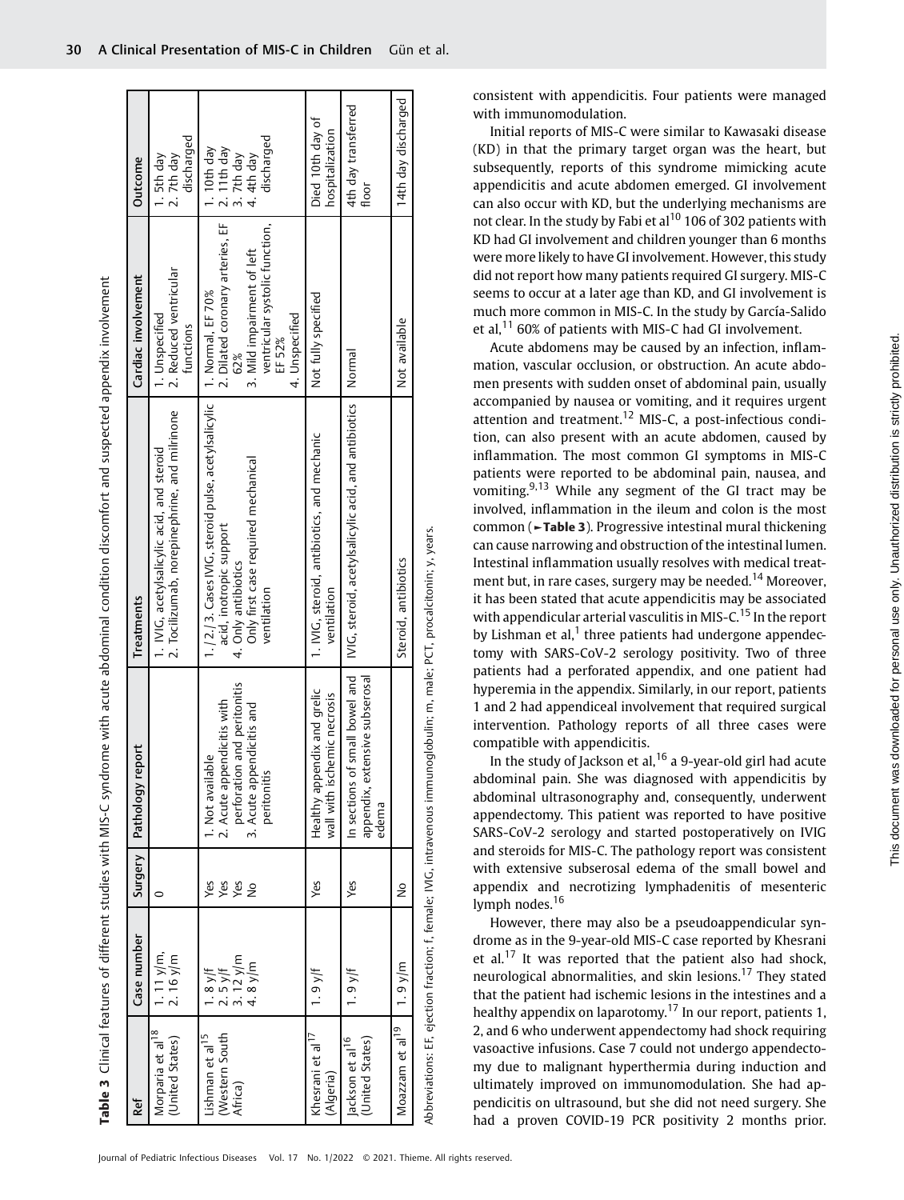**Table 3** Clinical features of different studies with MIS-C syndrome with acute abdominal condition discomfort and suspected appendix involvement

| Ref | Case number | Surgery | Pathology report | Treatments | Cardiac involvement | Outcome |
|---|---|---|---|---|---|---|
| Morparia et al[18] (United States) | 1. 11 y/m, 2. 16 y/m | 0 | | 1. IVIG, acetylsalicylic acid, and steroid 2. Tocilizumab, norepinephrine, and milrinone | 1. Unspecified 2. Reduced ventricular functions | 1. 5th day 2. 7th day discharged |
| Lishman et al[15] (Western South Africa) | 1. 8 y/f 2. 5 y/f 3. 12 y/m 4. 8 y/m | Yes Yes Yes No | 1. Not available 2. Acute appendicitis with perforation and peritonitis 3. Acute appendicitis and peritonitis | 1./2./3. Cases IVIG, steroid pulse, acetylsalicylic acid, inotropic support 4. Only antibiotics Only first case required mechanical ventilation | 1. Normal, EF 70% 2. Dilated coronary arteries, EF 62% 3. Mild impairment of left ventricular systolic function, EF 52% 4. Unspecified | 1. 10th day 2. 11th day 3. 7th day 4. 4th day discharged |
| Khesrani et al[17] (Algeria) | 1. 9 y/f | Yes | Healthy appendix and grelic wall with ischemic necrosis | 1. IVIG, steroid, antibiotics, and mechanic ventilation | Not fully specified | Died 10th day of hospitalization |
| Jackson et al[16] (United States) | 1. 9 y/f | Yes | In sections of small bowel and appendix, extensive subserosal edema | IVIG, steroid, acetylsalicylic acid, and antibiotics | Normal | 4th day transferred floor |
| Moazzam et al[19] | 1. 9 y/m | No | | Steroid, antibiotics | Not available | 14th day discharged |

Abbreviations: EF, ejection fraction; f, female; IVIG, intravenous immunoglobulin; m, male; PCT, procalcitonin; y, years.

consistent with appendicitis. Four patients were managed with immunomodulation.

Initial reports of MIS-C were similar to Kawasaki disease (KD) in that the primary target organ was the heart, but subsequently, reports of this syndrome mimicking acute appendicitis and acute abdomen emerged. GI involvement can also occur with KD, but the underlying mechanisms are not clear. In the study by Fabi et al[10] 106 of 302 patients with KD had GI involvement and children younger than 6 months were more likely to have GI involvement. However, this study did not report how many patients required GI surgery. MIS-C seems to occur at a later age than KD, and GI involvement is much more common in MIS-C. In the study by García-Salido et al,[11] 60% of patients with MIS-C had GI involvement.

Acute abdomens may be caused by an infection, inflammation, vascular occlusion, or obstruction. An acute abdomen presents with sudden onset of abdominal pain, usually accompanied by nausea or vomiting, and it requires urgent attention and treatment.[12] MIS-C, a post-infectious condition, can also present with an acute abdomen, caused by inflammation. The most common GI symptoms in MIS-C patients were reported to be abdominal pain, nausea, and vomiting.[9,13] While any segment of the GI tract may be involved, inflammation in the ileum and colon is the most common (►**Table 3**). Progressive intestinal mural thickening can cause narrowing and obstruction of the intestinal lumen. Intestinal inflammation usually resolves with medical treatment but, in rare cases, surgery may be needed.[14] Moreover, it has been stated that acute appendicitis may be associated with appendicular arterial vasculitis in MIS-C.[15] In the report by Lishman et al,[1] three patients had undergone appendectomy with SARS-CoV-2 serology positivity. Two of three patients had a perforated appendix, and one patient had hyperemia in the appendix. Similarly, in our report, patients 1 and 2 had appendiceal involvement that required surgical intervention. Pathology reports of all three cases were compatible with appendicitis.

In the study of Jackson et al,[16] a 9-year-old girl had acute abdominal pain. She was diagnosed with appendicitis by abdominal ultrasonography and, consequently, underwent appendectomy. This patient was reported to have positive SARS-CoV-2 serology and started postoperatively on IVIG and steroids for MIS-C. The pathology report was consistent with extensive subserosal edema of the small bowel and appendix and necrotizing lymphadenitis of mesenteric lymph nodes.[16]

However, there may also be a pseudoappendicular syndrome as in the 9-year-old MIS-C case reported by Khesrani et al.[17] It was reported that the patient also had shock, neurological abnormalities, and skin lesions.[17] They stated that the patient had ischemic lesions in the intestines and a healthy appendix on laparotomy.[17] In our report, patients 1, 2, and 6 who underwent appendectomy had shock requiring vasoactive infusions. Case 7 could not undergo appendectomy due to malignant hyperthermia during induction and ultimately improved on immunomodulation. She had appendicitis on ultrasound, but she did not need surgery. She had a proven COVID-19 PCR positivity 2 months prior.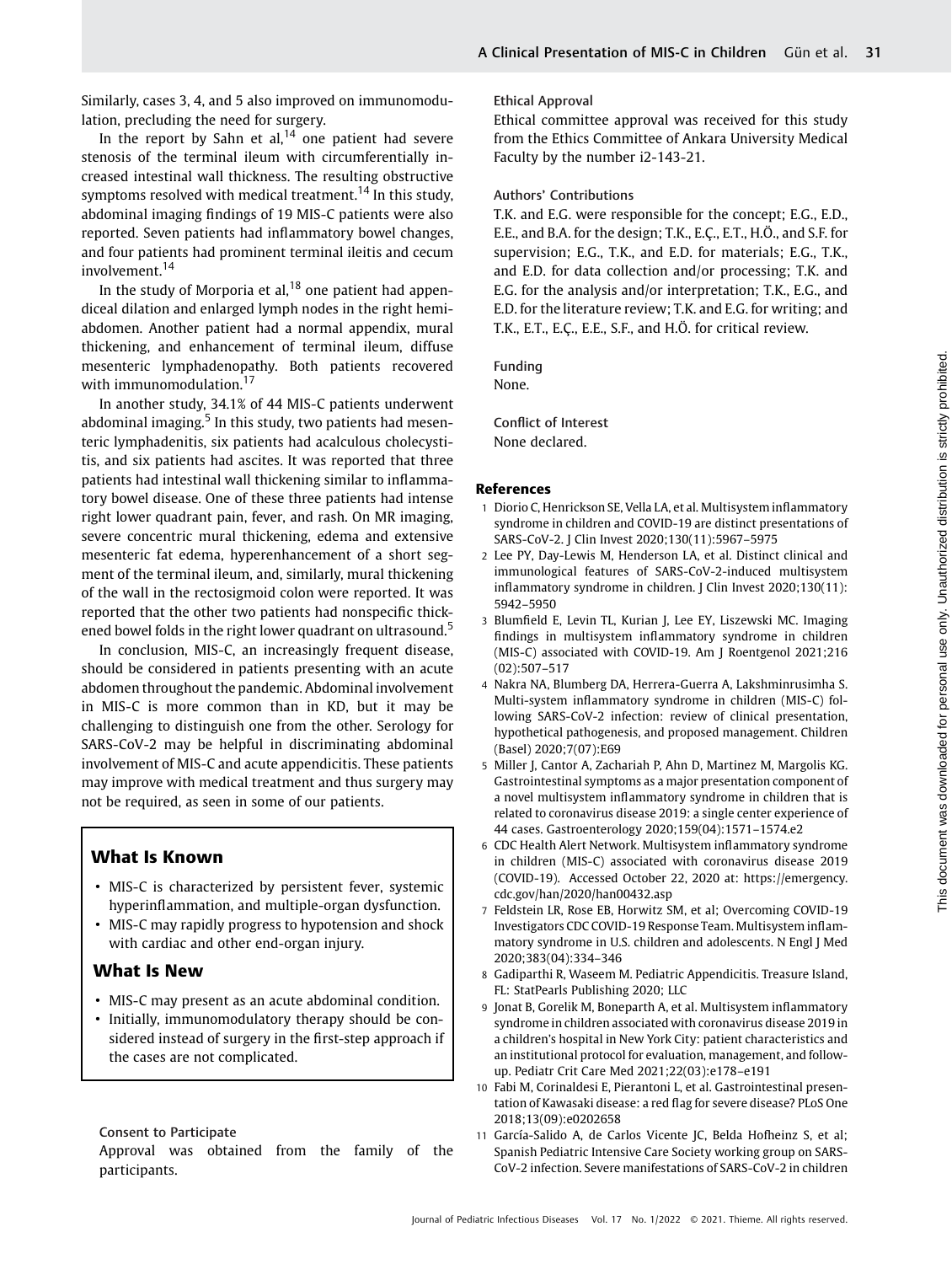Similarly, cases 3, 4, and 5 also improved on immunomodulation, precluding the need for surgery.

In the report by Sahn et al,[14] one patient had severe stenosis of the terminal ileum with circumferentially increased intestinal wall thickness. The resulting obstructive symptoms resolved with medical treatment.[14] In this study, abdominal imaging findings of 19 MIS-C patients were also reported. Seven patients had inflammatory bowel changes, and four patients had prominent terminal ileitis and cecum involvement.[14]

In the study of Morporia et al,[18] one patient had appendiceal dilation and enlarged lymph nodes in the right hemiabdomen. Another patient had a normal appendix, mural thickening, and enhancement of terminal ileum, diffuse mesenteric lymphadenopathy. Both patients recovered with immunomodulation.[17]

In another study, 34.1% of 44 MIS-C patients underwent abdominal imaging.[5] In this study, two patients had mesenteric lymphadenitis, six patients had acalculous cholecystitis, and six patients had ascites. It was reported that three patients had intestinal wall thickening similar to inflammatory bowel disease. One of these three patients had intense right lower quadrant pain, fever, and rash. On MR imaging, severe concentric mural thickening, edema and extensive mesenteric fat edema, hyperenhancement of a short segment of the terminal ileum, and, similarly, mural thickening of the wall in the rectosigmoid colon were reported. It was reported that the other two patients had nonspecific thickened bowel folds in the right lower quadrant on ultrasound.[5]

In conclusion, MIS-C, an increasingly frequent disease, should be considered in patients presenting with an acute abdomen throughout the pandemic. Abdominal involvement in MIS-C is more common than in KD, but it may be challenging to distinguish one from the other. Serology for SARS-CoV-2 may be helpful in discriminating abdominal involvement of MIS-C and acute appendicitis. These patients may improve with medical treatment and thus surgery may not be required, as seen in some of our patients.

## What Is Known

- MIS-C is characterized by persistent fever, systemic hyperinflammation, and multiple-organ dysfunction.
- MIS-C may rapidly progress to hypotension and shock with cardiac and other end-organ injury.

## What Is New

- MIS-C may present as an acute abdominal condition.
- Initially, immunomodulatory therapy should be considered instead of surgery in the first-step approach if the cases are not complicated.

### Consent to Participate

Approval was obtained from the family of the participants.

### Ethical Approval

Ethical committee approval was received for this study from the Ethics Committee of Ankara University Medical Faculty by the number i2-143-21.

### Authors' Contributions

T.K. and E.G. were responsible for the concept; E.G., E.D., E.E., and B.A. for the design; T.K., E.Ç., E.T., H.Ö., and S.F. for supervision; E.G., T.K., and E.D. for materials; E.G., T.K., and E.D. for data collection and/or processing; T.K. and E.G. for the analysis and/or interpretation; T.K., E.G., and E.D. for the literature review; T.K. and E.G. for writing; and T.K., E.T., E.Ç., E.E., S.F., and H.Ö. for critical review.

### Funding

None.

### Conflict of Interest

None declared.

## References

1. Diorio C, Henrickson SE, Vella LA, et al. Multisystem inflammatory syndrome in children and COVID-19 are distinct presentations of SARS-CoV-2. J Clin Invest 2020;130(11):5967–5975
2. Lee PY, Day-Lewis M, Henderson LA, et al. Distinct clinical and immunological features of SARS-CoV-2-induced multisystem inflammatory syndrome in children. J Clin Invest 2020;130(11): 5942–5950
3. Blumfield E, Levin TL, Kurian J, Lee EY, Liszewski MC. Imaging findings in multisystem inflammatory syndrome in children (MIS-C) associated with COVID-19. Am J Roentgenol 2021;216 (02):507–517
4. Nakra NA, Blumberg DA, Herrera-Guerra A, Lakshminrusimha S. Multi-system inflammatory syndrome in children (MIS-C) following SARS-CoV-2 infection: review of clinical presentation, hypothetical pathogenesis, and proposed management. Children (Basel) 2020;7(07):E69
5. Miller J, Cantor A, Zachariah P, Ahn D, Martinez M, Margolis KG. Gastrointestinal symptoms as a major presentation component of a novel multisystem inflammatory syndrome in children that is related to coronavirus disease 2019: a single center experience of 44 cases. Gastroenterology 2020;159(04):1571–1574.e2
6. CDC Health Alert Network. Multisystem inflammatory syndrome in children (MIS-C) associated with coronavirus disease 2019 (COVID-19). Accessed October 22, 2020 at: https://emergency.cdc.gov/han/2020/han00432.asp
7. Feldstein LR, Rose EB, Horwitz SM, et al; Overcoming COVID-19 Investigators CDC COVID-19 Response Team. Multisystem inflammatory syndrome in U.S. children and adolescents. N Engl J Med 2020;383(04):334–346
8. Gadiparthi R, Waseem M. Pediatric Appendicitis. Treasure Island, FL: StatPearls Publishing 2020; LLC
9. Jonat B, Gorelik M, Boneparth A, et al. Multisystem inflammatory syndrome in children associated with coronavirus disease 2019 in a children's hospital in New York City: patient characteristics and an institutional protocol for evaluation, management, and follow-up. Pediatr Crit Care Med 2021;22(03):e178–e191
10. Fabi M, Corinaldesi E, Pierantoni L, et al. Gastrointestinal presentation of Kawasaki disease: a red flag for severe disease? PLoS One 2018;13(09):e0202658
11. García-Salido A, de Carlos Vicente JC, Belda Hofheinz S, et al; Spanish Pediatric Intensive Care Society working group on SARS-CoV-2 infection. Severe manifestations of SARS-CoV-2 in children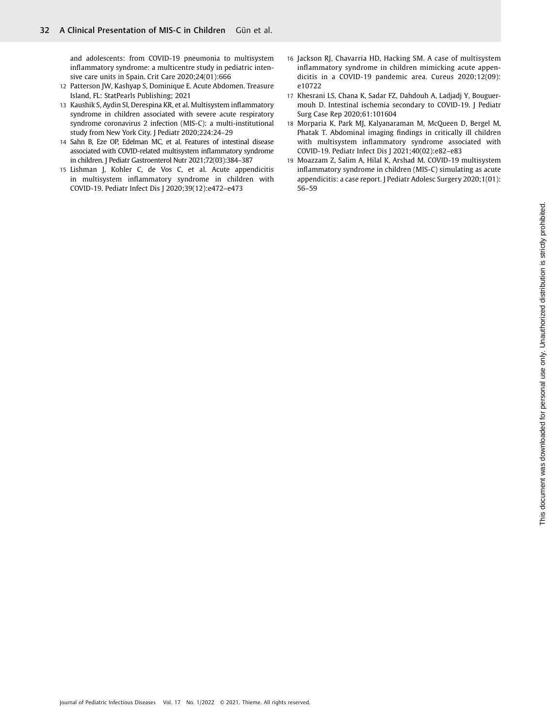and adolescents: from COVID-19 pneumonia to multisystem inflammatory syndrome: a multicentre study in pediatric intensive care units in Spain. Crit Care 2020;24(01):666

12 Patterson JW, Kashyap S, Dominique E. Acute Abdomen. Treasure Island, FL: StatPearls Publishing; 2021

13 Kaushik S, Aydin SI, Derespina KR, et al. Multisystem inflammatory syndrome in children associated with severe acute respiratory syndrome coronavirus 2 infection (MIS-C): a multi-institutional study from New York City. J Pediatr 2020;224:24–29

14 Sahn B, Eze OP, Edelman MC, et al. Features of intestinal disease associated with COVID-related multisystem inflammatory syndrome in children. J Pediatr Gastroenterol Nutr 2021;72(03):384–387

15 Lishman J, Kohler C, de Vos C, et al. Acute appendicitis in multisystem inflammatory syndrome in children with COVID-19. Pediatr Infect Dis J 2020;39(12):e472–e473

16 Jackson RJ, Chavarria HD, Hacking SM. A case of multisystem inflammatory syndrome in children mimicking acute appendicitis in a COVID-19 pandemic area. Cureus 2020;12(09):e10722

17 Khesrani LS, Chana K, Sadar FZ, Dahdouh A, Ladjadj Y, Bouguermouh D. Intestinal ischemia secondary to COVID-19. J Pediatr Surg Case Rep 2020;61:101604

18 Morparia K, Park MJ, Kalyanaraman M, McQueen D, Bergel M, Phatak T. Abdominal imaging findings in critically ill children with multisystem inflammatory syndrome associated with COVID-19. Pediatr Infect Dis J 2021;40(02):e82–e83

19 Moazzam Z, Salim A, Hilal K, Arshad M. COVID-19 multisystem inflammatory syndrome in children (MIS-C) simulating as acute appendicitis: a case report. J Pediatr Adolesc Surgery 2020;1(01):56–59